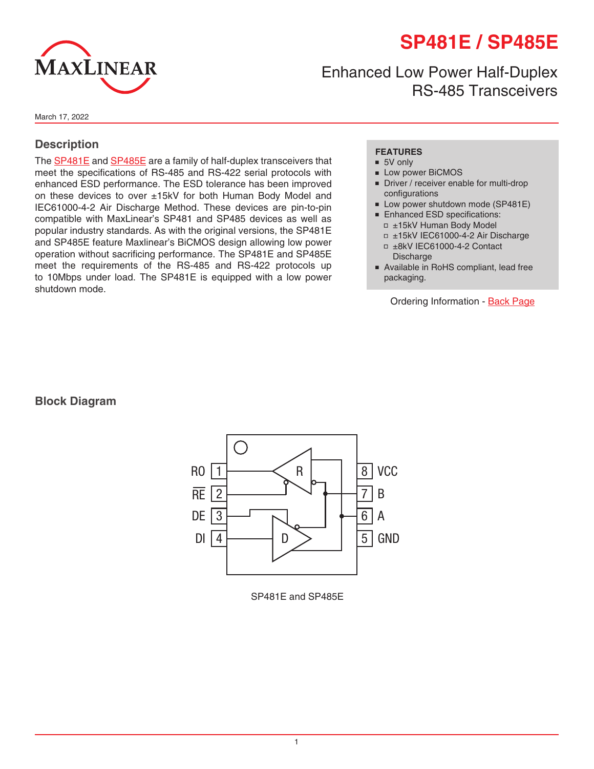# SP481E / SP485E

## Enhanced Low Power Half-Duplex RS-485 Transceivers

March 17, 2022

## Description

The SP481E and SP485E are a family of half-duplex transceivers that meet the specifications of RS-485 and RS-422 serial protocols with enhanced ESD performance. The ESD tolerance has been improved on these devices to over ±15kV for both Human Body Model and IEC61000-4-2 Air Discharge Method. These devices are pin-to-pin compatible with MaxLinear's SP481 and SP485 devices as well as popular industry standards. As with the original versions, the SP481E and SP485E feature Maxlinear's BiCMOS design allowing low power operation without sacrificing performance. The SP481E and SP485E meet the requirements of the RS-485 and RS-422 protocols up to 10Mbps under load. The SP481E is equipped with a low power shutdown mode.

**FEATURES**

- 5V only
- Low power BiCMOS
- Driver / receiver enable for multi-drop configurations
- Low power shutdown mode (SP481E)
- Enhanced ESD specifications:
  - ±15kV Human Body Model
  - ±15kV IEC61000-4-2 Air Discharge
  - ±8kV IEC61000-4-2 Contact Discharge
- Available in RoHS compliant, lead free packaging.

Ordering Information - Back Page

## Block Diagram

| Pin | Name | Pin | Name |
|---|---|---|---|
| 1 | RO | 8 | VCC |
| 2 | $\overline{RE}$ | 7 | B |
| 3 | DE | 6 | A |
| 4 | DI | 5 | GND |

SP481E and SP485E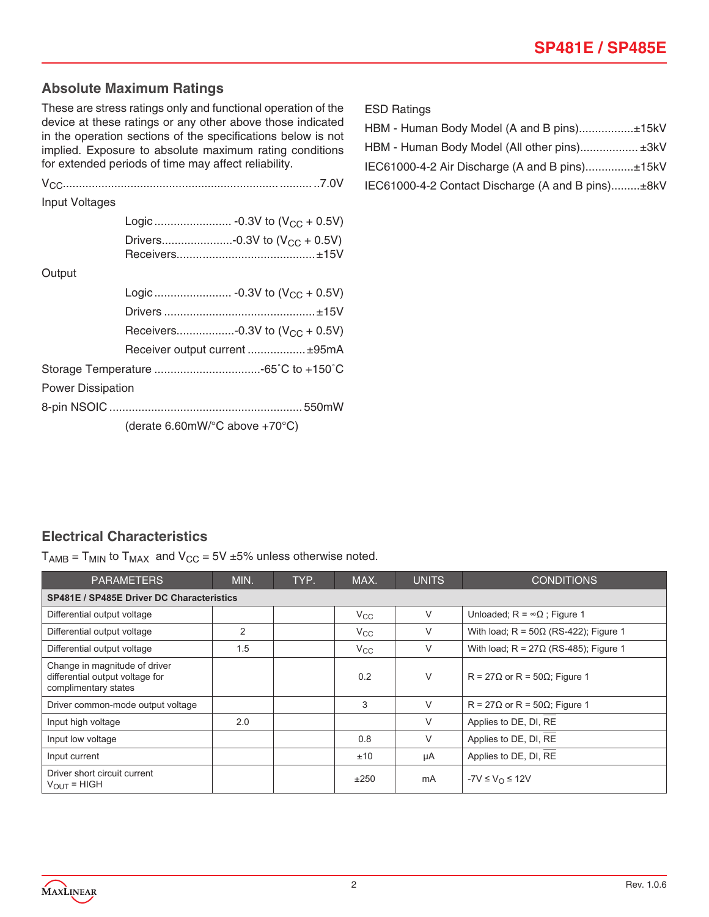## Absolute Maximum Ratings

These are stress ratings only and functional operation of the device at these ratings or any other above those indicated in the operation sections of the specifications below is not implied. Exposure to absolute maximum rating conditions for extended periods of time may affect reliability.

$V_{CC}$ .......................................................................7.0V

Input Voltages

- Logic ........................ -0.3V to ($V_{CC}$ + 0.5V)
- Drivers......................-0.3V to ($V_{CC}$ + 0.5V)
- Receivers...........................................±15V

Output

- Logic ........................ -0.3V to ($V_{CC}$ + 0.5V)
- Drivers ..............................................±15V
- Receivers..................-0.3V to ($V_{CC}$ + 0.5V)
- Receiver output current ..................±95mA

Storage Temperature .................................-65˚C to +150˚C

Power Dissipation

8-pin NSOIC ...........................................................550mW

(derate 6.60mW/°C above +70°C)

ESD Ratings

- HBM - Human Body Model (A and B pins).................±15kV
- HBM - Human Body Model (All other pins).................. ±3kV
- IEC61000-4-2 Air Discharge (A and B pins)...............±15kV
- IEC61000-4-2 Contact Discharge (A and B pins).........±8kV

## Electrical Characteristics

$T_{AMB}$ = $T_{MIN}$ to $T_{MAX}$ and $V_{CC}$ = 5V ±5% unless otherwise noted.

| PARAMETERS | MIN. | TYP. | MAX. | UNITS | CONDITIONS |
|---|---|---|---|---|---|
| **SP481E / SP485E Driver DC Characteristics** | | | | | |
| Differential output voltage | | | $V_{CC}$ | V | Unloaded; R = ∞Ω ; Figure 1 |
| Differential output voltage | 2 | | $V_{CC}$ | V | With load; R = 50Ω (RS-422); Figure 1 |
| Differential output voltage | 1.5 | | $V_{CC}$ | V | With load; R = 27Ω (RS-485); Figure 1 |
| Change in magnitude of driver differential output voltage for complimentary states | | | 0.2 | V | R = 27Ω or R = 50Ω; Figure 1 |
| Driver common-mode output voltage | | | 3 | V | R = 27Ω or R = 50Ω; Figure 1 |
| Input high voltage | 2.0 | | | V | Applies to DE, DI, $\overline{RE}$ |
| Input low voltage | | | 0.8 | V | Applies to DE, DI, $\overline{RE}$ |
| Input current | | | ±10 | µA | Applies to DE, DI, $\overline{RE}$ |
| Driver short circuit current $V_{OUT}$ = HIGH | | | ±250 | mA | $-7V \le V_O \le 12V$ |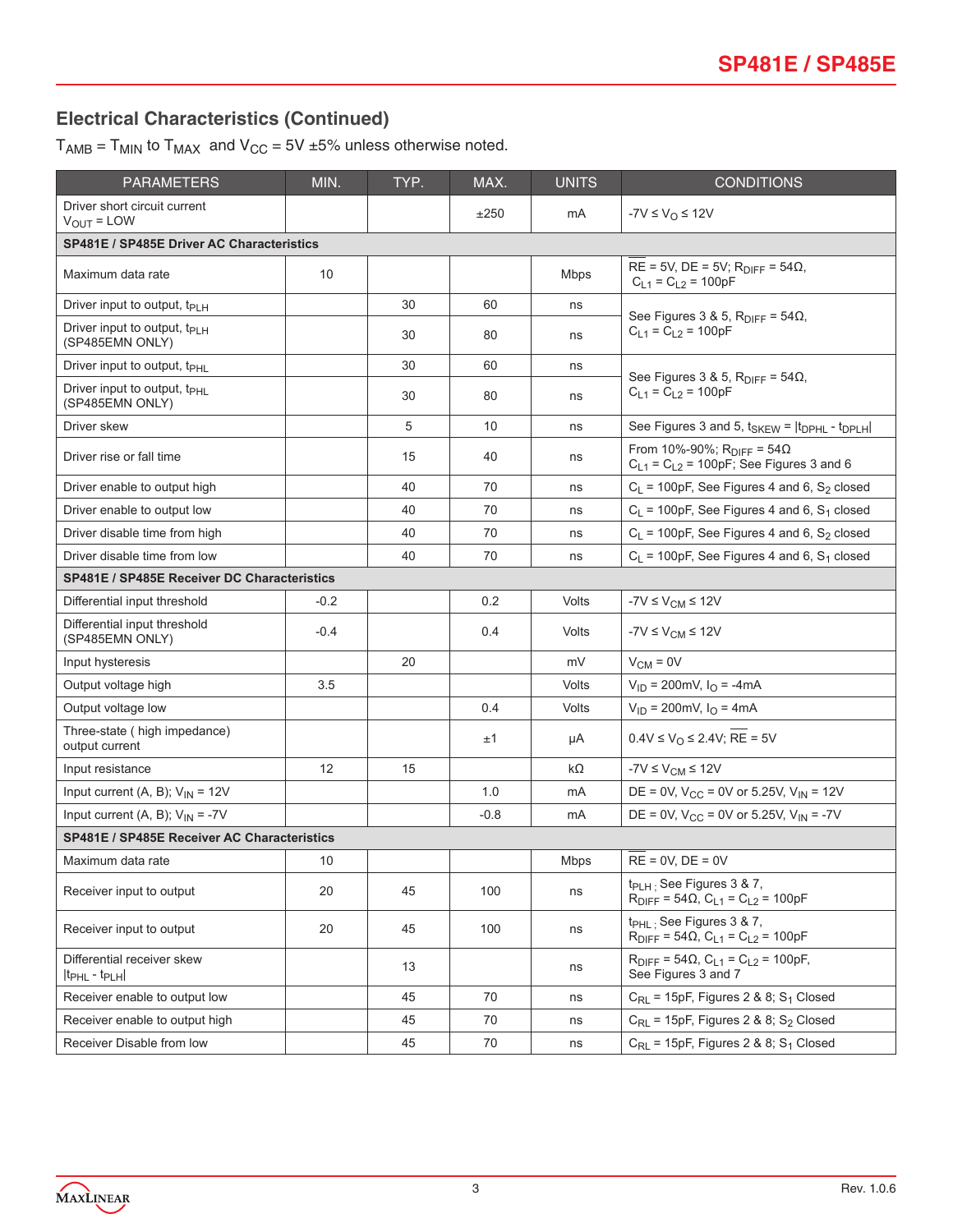## Electrical Characteristics (Continued)

$T_{AMB} = T_{MIN}$ to $T_{MAX}$ and $V_{CC}$ = 5V ±5% unless otherwise noted.

| PARAMETERS | MIN. | TYP. | MAX. | UNITS | CONDITIONS |
|---|---|---|---|---|---|
| Driver short circuit current $V_{OUT}$ = LOW | | | ±250 | mA | -7V ≤ $V_O$ ≤ 12V |
| **SP481E / SP485E Driver AC Characteristics** | | | | | |
| Maximum data rate | 10 | | | Mbps | $\overline{RE}$ = 5V, DE = 5V; $R_{DIFF}$ = 54Ω, $C_{L1} = C_{L2}$ = 100pF |
| Driver input to output, $t_{PLH}$ | | 30 | 60 | ns | See Figures 3 & 5, $R_{DIFF}$ = 54Ω, $C_{L1} = C_{L2}$ = 100pF |
| Driver input to output, $t_{PLH}$ (SP485EMN ONLY) | | 30 | 80 | ns | See Figures 3 & 5, $R_{DIFF}$ = 54Ω, $C_{L1} = C_{L2}$ = 100pF |
| Driver input to output, $t_{PHL}$ | | 30 | 60 | ns | See Figures 3 & 5, $R_{DIFF}$ = 54Ω, $C_{L1} = C_{L2}$ = 100pF |
| Driver input to output, $t_{PHL}$ (SP485EMN ONLY) | | 30 | 80 | ns | See Figures 3 & 5, $R_{DIFF}$ = 54Ω, $C_{L1} = C_{L2}$ = 100pF |
| Driver skew | | 5 | 10 | ns | See Figures 3 and 5, $t_{SKEW} = \|t_{DPHL} - t_{DPLH}\|$ |
| Driver rise or fall time | | 15 | 40 | ns | From 10%-90%; $R_{DIFF}$ = 54Ω $C_{L1} = C_{L2}$ = 100pF; See Figures 3 and 6 |
| Driver enable to output high | | 40 | 70 | ns | $C_L$ = 100pF, See Figures 4 and 6, $S_2$ closed |
| Driver enable to output low | | 40 | 70 | ns | $C_L$ = 100pF, See Figures 4 and 6, $S_1$ closed |
| Driver disable time from high | | 40 | 70 | ns | $C_L$ = 100pF, See Figures 4 and 6, $S_2$ closed |
| Driver disable time from low | | 40 | 70 | ns | $C_L$ = 100pF, See Figures 4 and 6, $S_1$ closed |
| **SP481E / SP485E Receiver DC Characteristics** | | | | | |
| Differential input threshold | -0.2 | | 0.2 | Volts | -7V ≤ $V_{CM}$ ≤ 12V |
| Differential input threshold (SP485EMN ONLY) | -0.4 | | 0.4 | Volts | -7V ≤ $V_{CM}$ ≤ 12V |
| Input hysteresis | | 20 | | mV | $V_{CM}$ = 0V |
| Output voltage high | 3.5 | | | Volts | $V_{ID}$ = 200mV, $I_O$ = -4mA |
| Output voltage low | | | 0.4 | Volts | $V_{ID}$ = 200mV, $I_O$ = 4mA |
| Three-state ( high impedance) output current | | | ±1 | µA | 0.4V ≤ $V_O$ ≤ 2.4V; $\overline{RE}$ = 5V |
| Input resistance | 12 | 15 | | kΩ | -7V ≤ $V_{CM}$ ≤ 12V |
| Input current (A, B); $V_{IN}$ = 12V | | | 1.0 | mA | DE = 0V, $V_{CC}$ = 0V or 5.25V, $V_{IN}$ = 12V |
| Input current (A, B); $V_{IN}$ = -7V | | | -0.8 | mA | DE = 0V, $V_{CC}$ = 0V or 5.25V, $V_{IN}$ = -7V |
| **SP481E / SP485E Receiver AC Characteristics** | | | | | |
| Maximum data rate | 10 | | | Mbps | $\overline{RE}$ = 0V, DE = 0V |
| Receiver input to output | 20 | 45 | 100 | ns | $t_{PLH}$ ; See Figures 3 & 7, $R_{DIFF}$ = 54Ω, $C_{L1} = C_{L2}$ = 100pF |
| Receiver input to output | 20 | 45 | 100 | ns | $t_{PHL}$ ; See Figures 3 & 7, $R_{DIFF}$ = 54Ω, $C_{L1} = C_{L2}$ = 100pF |
| Differential receiver skew $\|t_{PHL} - t_{PLH}\|$ | | 13 | | ns | $R_{DIFF}$ = 54Ω, $C_{L1} = C_{L2}$ = 100pF, See Figures 3 and 7 |
| Receiver enable to output low | | 45 | 70 | ns | $C_{RL}$ = 15pF, Figures 2 & 8; $S_1$ Closed |
| Receiver enable to output high | | 45 | 70 | ns | $C_{RL}$ = 15pF, Figures 2 & 8; $S_2$ Closed |
| Receiver Disable from low | | 45 | 70 | ns | $C_{RL}$ = 15pF, Figures 2 & 8; $S_1$ Closed |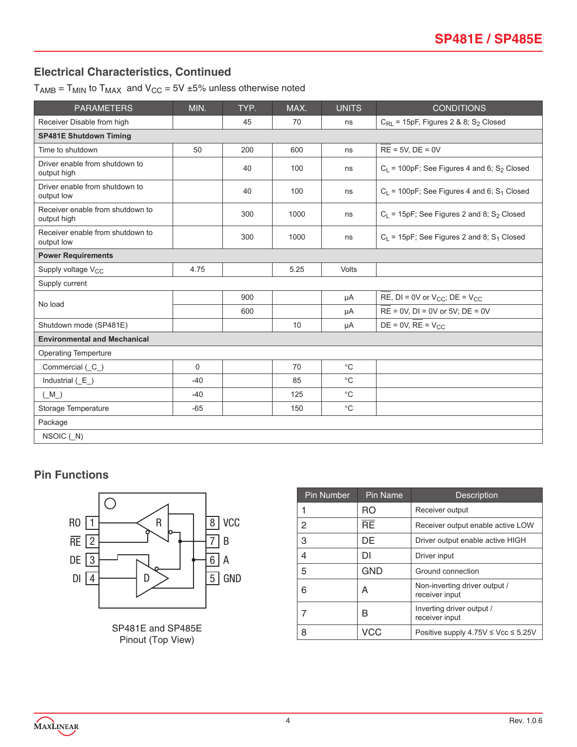## Electrical Characteristics, Continued

$T_{AMB} = T_{MIN}$ to $T_{MAX}$ and $V_{CC}$ = 5V ±5% unless otherwise noted

| PARAMETERS | MIN. | TYP. | MAX. | UNITS | CONDITIONS |
|---|---|---|---|---|---|
| Receiver Disable from high | | 45 | 70 | ns | $C_{RL}$ = 15pF, Figures 2 & 8; $S_2$ Closed |
| **SP481E Shutdown Timing** | | | | | |
| Time to shutdown | 50 | 200 | 600 | ns | $\overline{RE}$ = 5V, DE = 0V |
| Driver enable from shutdown to output high | | 40 | 100 | ns | $C_L$ = 100pF; See Figures 4 and 6; $S_2$ Closed |
| Driver enable from shutdown to output low | | 40 | 100 | ns | $C_L$ = 100pF; See Figures 4 and 6; $S_1$ Closed |
| Receiver enable from shutdown to output high | | 300 | 1000 | ns | $C_L$ = 15pF; See Figures 2 and 8; $S_2$ Closed |
| Receiver enable from shutdown to output low | | 300 | 1000 | ns | $C_L$ = 15pF; See Figures 2 and 8; $S_1$ Closed |
| **Power Requirements** | | | | | |
| Supply voltage $V_{CC}$ | 4.75 | | 5.25 | Volts | |
| Supply current | | | | | |
| No load | | 900 | | µA | $\overline{RE}$, DI = 0V or $V_{CC}$; DE = $V_{CC}$ |
| | | 600 | | µA | $\overline{RE}$ = 0V, DI = 0V or 5V; DE = 0V |
| Shutdown mode (SP481E) | | | 10 | µA | DE = 0V, $\overline{RE}$ = $V_{CC}$ |
| **Environmental and Mechanical** | | | | | |
| Operating Temperture | | | | | |
| Commercial (_C_) | 0 | | 70 | °C | |
| Industrial (_E_) | -40 | | 85 | °C | |
| (_M_) | -40 | | 125 | °C | |
| Storage Temperature | -65 | | 150 | °C | |
| Package | | | | | |
| NSOIC (_N) | | | | | |

## Pin Functions

SP481E and SP485E Pinout (Top View)

| Pin Number | Pin Name | Description |
|---|---|---|
| 1 | RO | Receiver output |
| 2 | $\overline{RE}$ | Receiver output enable active LOW |
| 3 | DE | Driver output enable active HIGH |
| 4 | DI | Driver input |
| 5 | GND | Ground connection |
| 6 | A | Non-inverting driver output / receiver input |
| 7 | B | Inverting driver output / receiver input |
| 8 | VCC | Positive supply 4.75V ≤ Vcc ≤ 5.25V |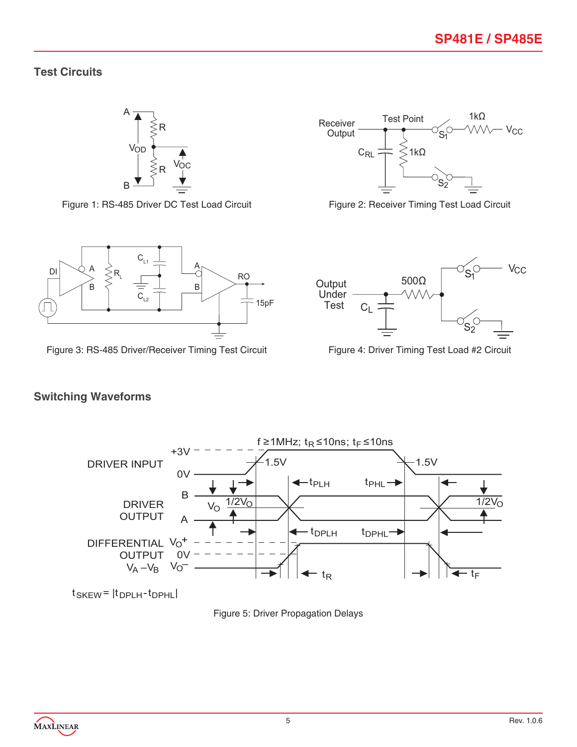## Test Circuits

Figure 1: RS-485 Driver DC Test Load Circuit

Figure 2: Receiver Timing Test Load Circuit

Figure 3: RS-485 Driver/Receiver Timing Test Circuit

Figure 4: Driver Timing Test Load #2 Circuit

## Switching Waveforms

$t_{SKEW} = |t_{DPLH} - t_{DPHL}|$

Figure 5: Driver Propagation Delays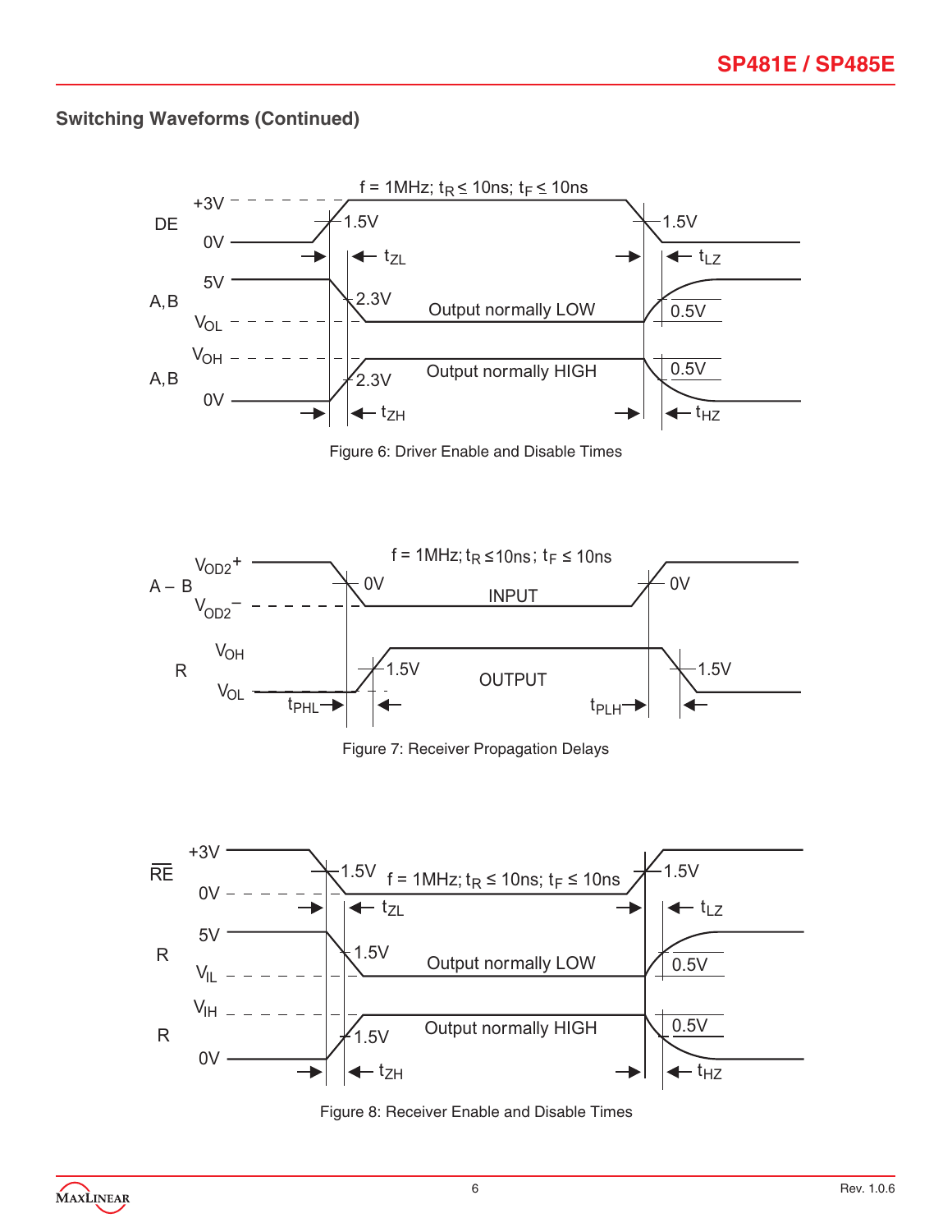## Switching Waveforms (Continued)

Figure 6: Driver Enable and Disable Times

Figure 7: Receiver Propagation Delays

Figure 8: Receiver Enable and Disable Times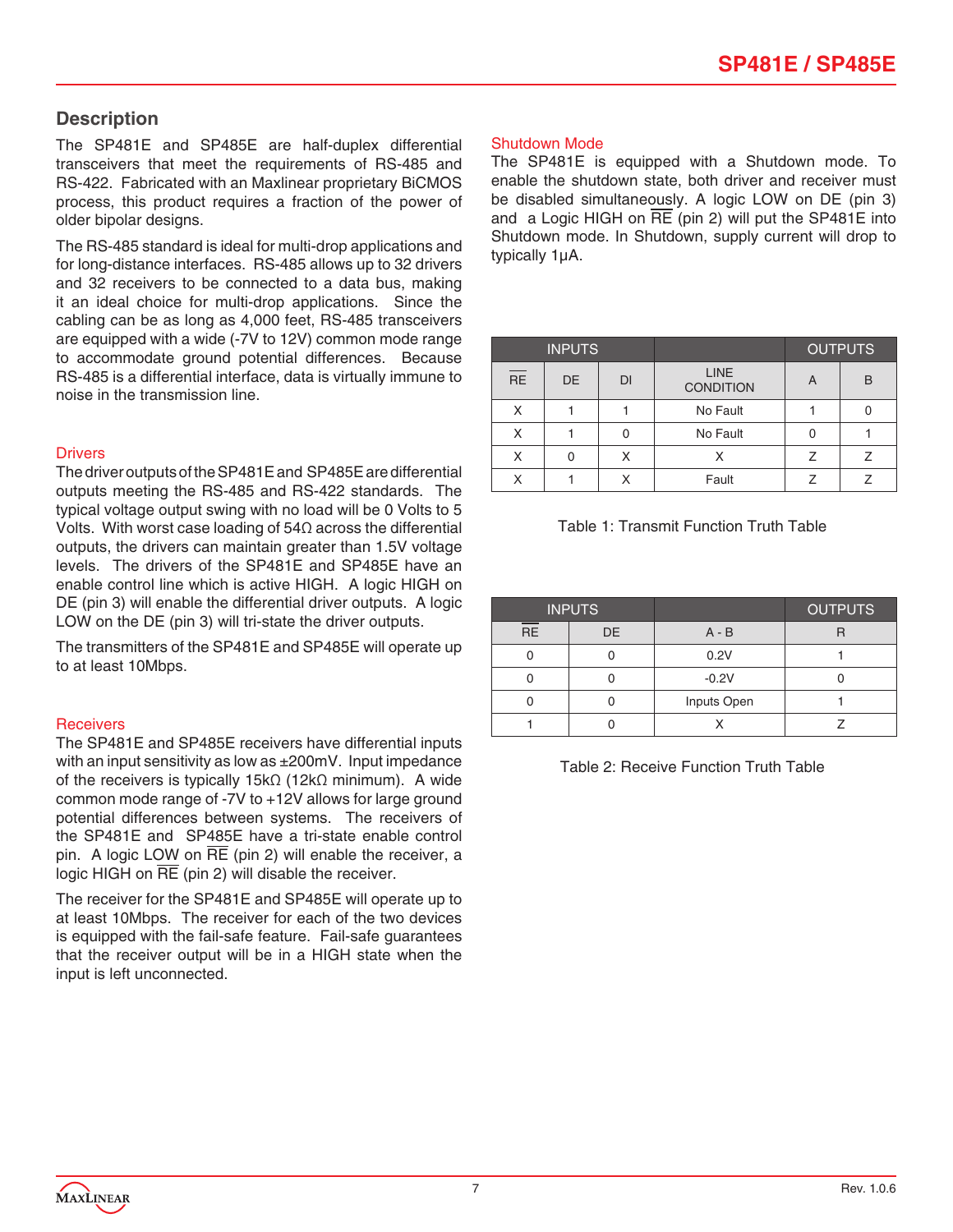## Description

The SP481E and SP485E are half-duplex differential transceivers that meet the requirements of RS-485 and RS-422. Fabricated with an Maxlinear proprietary BiCMOS process, this product requires a fraction of the power of older bipolar designs.

The RS-485 standard is ideal for multi-drop applications and for long-distance interfaces. RS-485 allows up to 32 drivers and 32 receivers to be connected to a data bus, making it an ideal choice for multi-drop applications. Since the cabling can be as long as 4,000 feet, RS-485 transceivers are equipped with a wide (-7V to 12V) common mode range to accommodate ground potential differences. Because RS-485 is a differential interface, data is virtually immune to noise in the transmission line.

### Drivers

The driver outputs of the SP481E and SP485E are differential outputs meeting the RS-485 and RS-422 standards. The typical voltage output swing with no load will be 0 Volts to 5 Volts. With worst case loading of 54Ω across the differential outputs, the drivers can maintain greater than 1.5V voltage levels. The drivers of the SP481E and SP485E have an enable control line which is active HIGH. A logic HIGH on DE (pin 3) will enable the differential driver outputs. A logic LOW on the DE (pin 3) will tri-state the driver outputs.

The transmitters of the SP481E and SP485E will operate up to at least 10Mbps.

### Receivers

The SP481E and SP485E receivers have differential inputs with an input sensitivity as low as ±200mV. Input impedance of the receivers is typically 15kΩ (12kΩ minimum). A wide common mode range of -7V to +12V allows for large ground potential differences between systems. The receivers of the SP481E and SP485E have a tri-state enable control pin. A logic LOW on $\overline{RE}$ (pin 2) will enable the receiver, a logic HIGH on $\overline{RE}$ (pin 2) will disable the receiver.

The receiver for the SP481E and SP485E will operate up to at least 10Mbps. The receiver for each of the two devices is equipped with the fail-safe feature. Fail-safe guarantees that the receiver output will be in a HIGH state when the input is left unconnected.

### Shutdown Mode

The SP481E is equipped with a Shutdown mode. To enable the shutdown state, both driver and receiver must be disabled simultaneously. A logic LOW on DE (pin 3) and a Logic HIGH on $\overline{RE}$ (pin 2) will put the SP481E into Shutdown mode. In Shutdown, supply current will drop to typically 1µA.

| INPUTS | | | | OUTPUTS | |
|---|---|---|---|---|---|
| $\overline{RE}$ | DE | DI | LINE CONDITION | A | B |
| X | 1 | 1 | No Fault | 1 | 0 |
| X | 1 | 0 | No Fault | 0 | 1 |
| X | 0 | X | X | Z | Z |
| X | 1 | X | Fault | Z | Z |

Table 1: Transmit Function Truth Table

| INPUTS | | | OUTPUTS |
|---|---|---|---|
| $\overline{RE}$ | DE | A - B | R |
| 0 | 0 | 0.2V | 1 |
| 0 | 0 | -0.2V | 0 |
| 0 | 0 | Inputs Open | 1 |
| 1 | 0 | X | Z |

Table 2: Receive Function Truth Table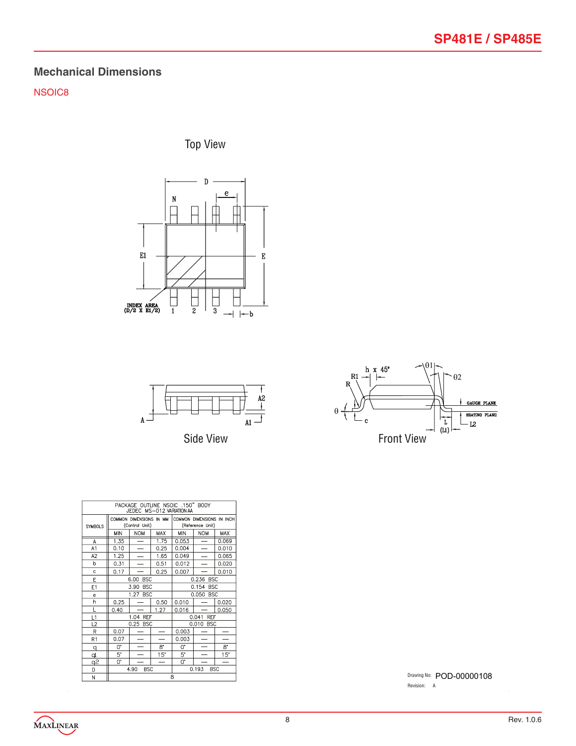## Mechanical Dimensions

NSOIC8

Top View

Side View

Front View

| PACKAGE OUTLINE NSOIC .150" BODY JEDEC MS–012 VARIATION AA | | | | | | |
|---|---|---|---|---|---|---|
| SYMBOLS | COMMON DIMENSIONS IN MM (Control Unit) | | | COMMON DIMENSIONS IN INCH (Reference Unit) | | |
| | MIN | NOM | MAX | MIN | NOM | MAX |
| A | 1.35 | — | 1.75 | 0.053 | — | 0.069 |
| A1 | 0.10 | — | 0.25 | 0.004 | — | 0.010 |
| A2 | 1.25 | — | 1.65 | 0.049 | — | 0.065 |
| b | 0.31 | — | 0.51 | 0.012 | — | 0.020 |
| c | 0.17 | — | 0.25 | 0.007 | — | 0.010 |
| E | 6.00 BSC | | | 0.236 BSC | | |
| E1 | 3.90 BSC | | | 0.154 BSC | | |
| e | 1.27 BSC | | | 0.050 BSC | | |
| h | 0.25 | — | 0.50 | 0.010 | — | 0.020 |
| L | 0.40 | — | 1.27 | 0.016 | — | 0.050 |
| L1 | 1.04 REF | | | 0.041 REF | | |
| L2 | 0.25 BSC | | | 0.010 BSC | | |
| R | 0.07 | — | — | 0.003 | — | — |
| R1 | 0.07 | — | — | 0.003 | — | — |
| θ | 0° | — | 8° | 0° | — | 8° |
| θ1 | 5° | — | 15° | 5° | — | 15° |
| θ2 | 0° | — | — | 0° | — | — |
| D | 4.90 BSC | | | 0.193 BSC | | |
| N | 8 | | | | | |

Drawing No: POD-00000108

Revision: A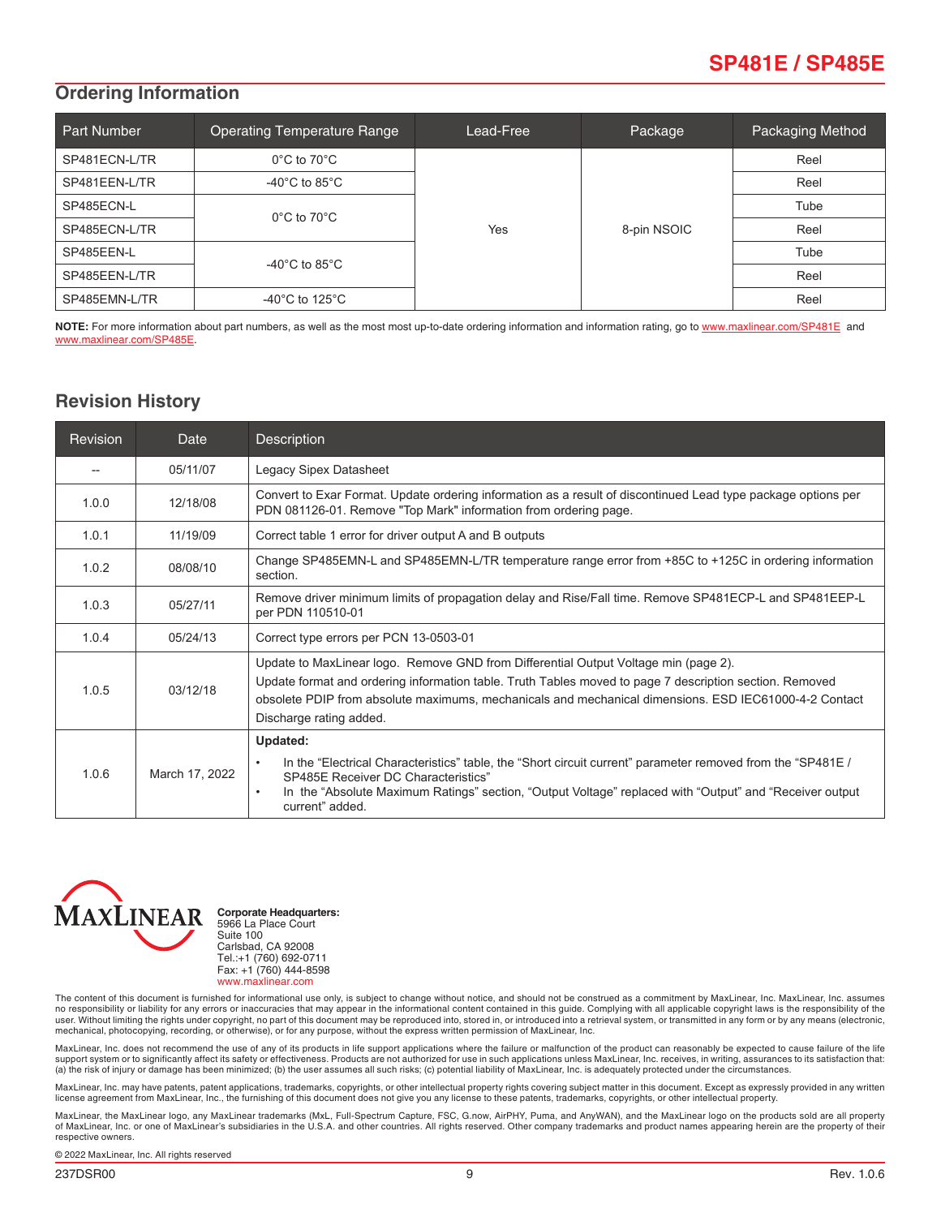## Ordering Information

| Part Number | Operating Temperature Range | Lead-Free | Package | Packaging Method |
|---|---|---|---|---|
| SP481ECN-L/TR | 0°C to 70°C | Yes | 8-pin NSOIC | Reel |
| SP481EEN-L/TR | -40°C to 85°C | | | Reel |
| SP485ECN-L | 0°C to 70°C | | | Tube |
| SP485ECN-L/TR | | | | Reel |
| SP485EEN-L | -40°C to 85°C | | | Tube |
| SP485EEN-L/TR | | | | Reel |
| SP485EMN-L/TR | -40°C to 125°C | | | Reel |

**NOTE:** For more information about part numbers, as well as the most most up-to-date ordering information and information rating, go to www.maxlinear.com/SP481E and www.maxlinear.com/SP485E.

## Revision History

| Revision | Date | Description |
|---|---|---|
| -- | 05/11/07 | Legacy Sipex Datasheet |
| 1.0.0 | 12/18/08 | Convert to Exar Format. Update ordering information as a result of discontinued Lead type package options per PDN 081126-01. Remove "Top Mark" information from ordering page. |
| 1.0.1 | 11/19/09 | Correct table 1 error for driver output A and B outputs |
| 1.0.2 | 08/08/10 | Change SP485EMN-L and SP485EMN-L/TR temperature range error from +85C to +125C in ordering information section. |
| 1.0.3 | 05/27/11 | Remove driver minimum limits of propagation delay and Rise/Fall time. Remove SP481ECP-L and SP481EEP-L per PDN 110510-01 |
| 1.0.4 | 05/24/13 | Correct type errors per PCN 13-0503-01 |
| 1.0.5 | 03/12/18 | Update to MaxLinear logo. Remove GND from Differential Output Voltage min (page 2). Update format and ordering information table. Truth Tables moved to page 7 description section. Removed obsolete PDIP from absolute maximums, mechanicals and mechanical dimensions. ESD IEC61000-4-2 Contact Discharge rating added. |
| 1.0.6 | March 17, 2022 | **Updated:** • In the "Electrical Characteristics" table, the "Short circuit current" parameter removed from the "SP481E / SP485E Receiver DC Characteristics" • In the "Absolute Maximum Ratings" section, "Output Voltage" replaced with "Output" and "Receiver output current" added. |

MAXLINEAR

**Corporate Headquarters:**
5966 La Place Court
Suite 100
Carlsbad, CA 92008
Tel.:+1 (760) 692-0711
Fax: +1 (760) 444-8598
www.maxlinear.com

The content of this document is furnished for informational use only, is subject to change without notice, and should not be construed as a commitment by MaxLinear, Inc. MaxLinear, Inc. assumes no responsibility or liability for any errors or inaccuracies that may appear in the informational content contained in this guide. Complying with all applicable copyright laws is the responsibility of the user. Without limiting the rights under copyright, no part of this document may be reproduced into, stored in, or introduced into a retrieval system, or transmitted in any form or by any means (electronic, mechanical, photocopying, recording, or otherwise), or for any purpose, without the express written permission of MaxLinear, Inc.

MaxLinear, Inc. does not recommend the use of any of its products in life support applications where the failure or malfunction of the product can reasonably be expected to cause failure of the life support system or to significantly affect its safety or effectiveness. Products are not authorized for use in such applications unless MaxLinear, Inc. receives, in writing, assurances to its satisfaction that: (a) the risk of injury or damage has been minimized; (b) the user assumes all such risks; (c) potential liability of MaxLinear, Inc. is adequately protected under the circumstances.

MaxLinear, Inc. may have patents, patent applications, trademarks, copyrights, or other intellectual property rights covering subject matter in this document. Except as expressly provided in any written license agreement from MaxLinear, Inc., the furnishing of this document does not give you any license to these patents, trademarks, copyrights, or other intellectual property.

MaxLinear, the MaxLinear logo, any MaxLinear trademarks (MxL, Full-Spectrum Capture, FSC, G.now, AirPHY, Puma, and AnyWAN), and the MaxLinear logo on the products sold are all property of MaxLinear, Inc. or one of MaxLinear's subsidiaries in the U.S.A. and other countries. All rights reserved. Other company trademarks and product names appearing herein are the property of their respective owners.

© 2022 MaxLinear, Inc. All rights reserved